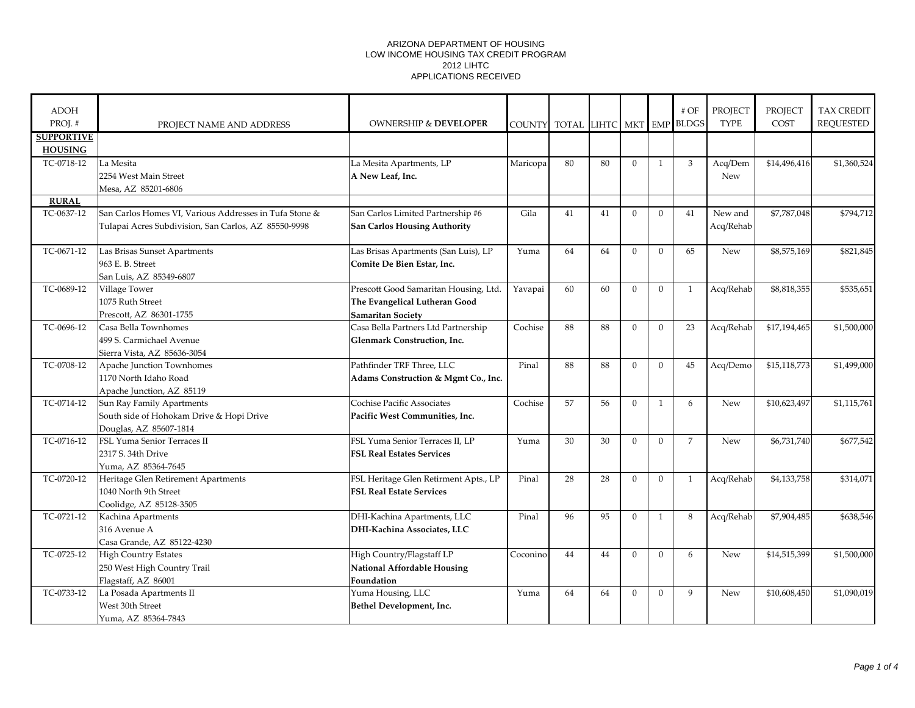ARIZONA DEPARTMENT OF HOUSING
LOW INCOME HOUSING TAX CREDIT PROGRAM
2012 LIHTC
APPLICATIONS RECEIVED

| ADOH PROJ. # | PROJECT NAME AND ADDRESS | OWNERSHIP & **DEVELOPER** | COUNTY | TOTAL | LIHTC | MKT | EMP | # OF BLDGS | PROJECT TYPE | PROJECT COST | TAX CREDIT REQUESTED |
|---|---|---|---|---|---|---|---|---|---|---|---|
| **SUPPORTIVE HOUSING** | | | | | | | | | | | |
| TC-0718-12 | La Mesita<br>2254 West Main Street<br>Mesa, AZ 85201-6806 | La Mesita Apartments, LP<br>**A New Leaf, Inc.** | Maricopa | 80 | 80 | 0 | 1 | 3 | Acq/Dem New | $14,496,416 | $1,360,524 |
| **RURAL** | | | | | | | | | | | |
| TC-0637-12 | San Carlos Homes VI, Various Addresses in Tufa Stone & Tulapai Acres Subdivision, San Carlos, AZ 85550-9998 | San Carlos Limited Partnership #6<br>**San Carlos Housing Authority** | Gila | 41 | 41 | 0 | 0 | 41 | New and Acq/Rehab | $7,787,048 | $794,712 |
| TC-0671-12 | Las Brisas Sunset Apartments<br>963 E. B. Street<br>San Luis, AZ 85349-6807 | Las Brisas Apartments (San Luis), LP<br>**Comite De Bien Estar, Inc.** | Yuma | 64 | 64 | 0 | 0 | 65 | New | $8,575,169 | $821,845 |
| TC-0689-12 | Village Tower<br>1075 Ruth Street<br>Prescott, AZ 86301-1755 | Prescott Good Samaritan Housing, Ltd.<br>**The Evangelical Lutheran Good Samaritan Society** | Yavapai | 60 | 60 | 0 | 0 | 1 | Acq/Rehab | $8,818,355 | $535,651 |
| TC-0696-12 | Casa Bella Townhomes<br>499 S. Carmichael Avenue<br>Sierra Vista, AZ 85636-3054 | Casa Bella Partners Ltd Partnership<br>**Glenmark Construction, Inc.** | Cochise | 88 | 88 | 0 | 0 | 23 | Acq/Rehab | $17,194,465 | $1,500,000 |
| TC-0708-12 | Apache Junction Townhomes<br>1170 North Idaho Road<br>Apache Junction, AZ 85119 | Pathfinder TRF Three, LLC<br>**Adams Construction & Mgmt Co., Inc.** | Pinal | 88 | 88 | 0 | 0 | 45 | Acq/Demo | $15,118,773 | $1,499,000 |
| TC-0714-12 | Sun Ray Family Apartments<br>South side of Hohokam Drive & Hopi Drive<br>Douglas, AZ 85607-1814 | Cochise Pacific Associates<br>**Pacific West Communities, Inc.** | Cochise | 57 | 56 | 0 | 1 | 6 | New | $10,623,497 | $1,115,761 |
| TC-0716-12 | FSL Yuma Senior Terraces II<br>2317 S. 34th Drive<br>Yuma, AZ 85364-7645 | FSL Yuma Senior Terraces II, LP<br>**FSL Real Estates Services** | Yuma | 30 | 30 | 0 | 0 | 7 | New | $6,731,740 | $677,542 |
| TC-0720-12 | Heritage Glen Retirement Apartments<br>1040 North 9th Street<br>Coolidge, AZ 85128-3505 | FSL Heritage Glen Retirment Apts., LP<br>**FSL Real Estate Services** | Pinal | 28 | 28 | 0 | 0 | 1 | Acq/Rehab | $4,133,758 | $314,071 |
| TC-0721-12 | Kachina Apartments<br>316 Avenue A<br>Casa Grande, AZ 85122-4230 | DHI-Kachina Apartments, LLC<br>**DHI-Kachina Associates, LLC** | Pinal | 96 | 95 | 0 | 1 | 8 | Acq/Rehab | $7,904,485 | $638,546 |
| TC-0725-12 | High Country Estates<br>250 West High Country Trail<br>Flagstaff, AZ 86001 | High Country/Flagstaff LP<br>**National Affordable Housing Foundation** | Coconino | 44 | 44 | 0 | 0 | 6 | New | $14,515,399 | $1,500,000 |
| TC-0733-12 | La Posada Apartments II<br>West 30th Street<br>Yuma, AZ 85364-7843 | Yuma Housing, LLC<br>**Bethel Development, Inc.** | Yuma | 64 | 64 | 0 | 0 | 9 | New | $10,608,450 | $1,090,019 |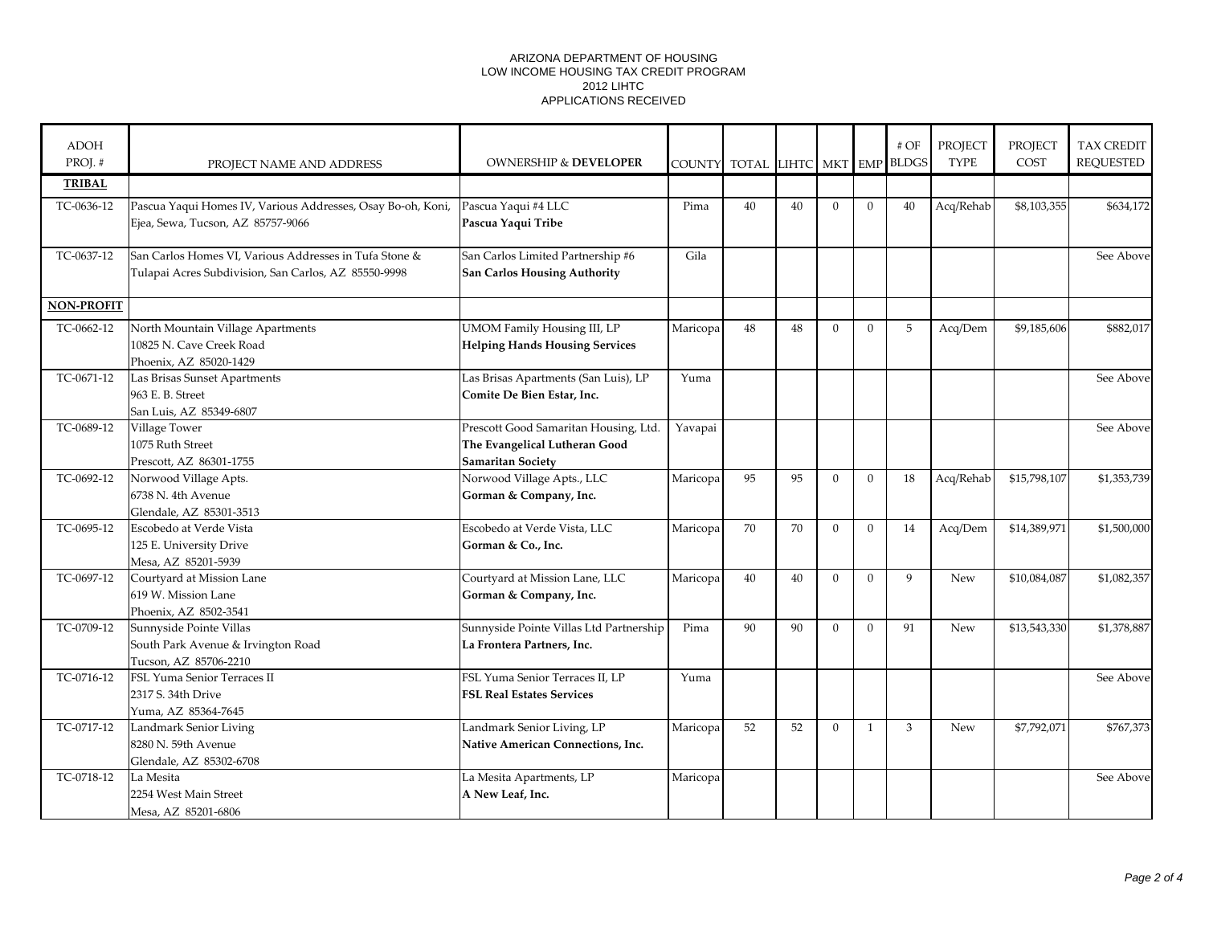ARIZONA DEPARTMENT OF HOUSING
LOW INCOME HOUSING TAX CREDIT PROGRAM
2012 LIHTC
APPLICATIONS RECEIVED

| ADOH PROJ. # | PROJECT NAME AND ADDRESS | OWNERSHIP & **DEVELOPER** | COUNTY | TOTAL | LIHTC | MKT | EMP | # OF BLDGS | PROJECT TYPE | PROJECT COST | TAX CREDIT REQUESTED |
|---|---|---|---|---|---|---|---|---|---|---|---|
| **TRIBAL** | | | | | | | | | | | |
| TC-0636-12 | Pascua Yaqui Homes IV, Various Addresses, Osay Bo-oh, Koni, Ejea, Sewa, Tucson, AZ 85757-9066 | Pascua Yaqui #4 LLC **Pascua Yaqui Tribe** | Pima | 40 | 40 | 0 | 0 | 40 | Acq/Rehab | $8,103,355 | $634,172 |
| TC-0637-12 | San Carlos Homes VI, Various Addresses in Tufa Stone & Tulapai Acres Subdivision, San Carlos, AZ 85550-9998 | San Carlos Limited Partnership #6 **San Carlos Housing Authority** | Gila | | | | | | | | See Above |
| **NON-PROFIT** | | | | | | | | | | | |
| TC-0662-12 | North Mountain Village Apartments 10825 N. Cave Creek Road Phoenix, AZ 85020-1429 | UMOM Family Housing III, LP **Helping Hands Housing Services** | Maricopa | 48 | 48 | 0 | 0 | 5 | Acq/Dem | $9,185,606 | $882,017 |
| TC-0671-12 | Las Brisas Sunset Apartments 963 E. B. Street San Luis, AZ 85349-6807 | Las Brisas Apartments (San Luis), LP **Comite De Bien Estar, Inc.** | Yuma | | | | | | | | See Above |
| TC-0689-12 | Village Tower 1075 Ruth Street Prescott, AZ 86301-1755 | Prescott Good Samaritan Housing, Ltd. **The Evangelical Lutheran Good Samaritan Society** | Yavapai | | | | | | | | See Above |
| TC-0692-12 | Norwood Village Apts. 6738 N. 4th Avenue Glendale, AZ 85301-3513 | Norwood Village Apts., LLC **Gorman & Company, Inc.** | Maricopa | 95 | 95 | 0 | 0 | 18 | Acq/Rehab | $15,798,107 | $1,353,739 |
| TC-0695-12 | Escobedo at Verde Vista 125 E. University Drive Mesa, AZ 85201-5939 | Escobedo at Verde Vista, LLC **Gorman & Co., Inc.** | Maricopa | 70 | 70 | 0 | 0 | 14 | Acq/Dem | $14,389,971 | $1,500,000 |
| TC-0697-12 | Courtyard at Mission Lane 619 W. Mission Lane Phoenix, AZ 8502-3541 | Courtyard at Mission Lane, LLC **Gorman & Company, Inc.** | Maricopa | 40 | 40 | 0 | 0 | 9 | New | $10,084,087 | $1,082,357 |
| TC-0709-12 | Sunnyside Pointe Villas South Park Avenue & Irvington Road Tucson, AZ 85706-2210 | Sunnyside Pointe Villas Ltd Partnership **La Frontera Partners, Inc.** | Pima | 90 | 90 | 0 | 0 | 91 | New | $13,543,330 | $1,378,887 |
| TC-0716-12 | FSL Yuma Senior Terraces II 2317 S. 34th Drive Yuma, AZ 85364-7645 | FSL Yuma Senior Terraces II, LP **FSL Real Estates Services** | Yuma | | | | | | | | See Above |
| TC-0717-12 | Landmark Senior Living 8280 N. 59th Avenue Glendale, AZ 85302-6708 | Landmark Senior Living, LP **Native American Connections, Inc.** | Maricopa | 52 | 52 | 0 | 1 | 3 | New | $7,792,071 | $767,373 |
| TC-0718-12 | La Mesita 2254 West Main Street Mesa, AZ 85201-6806 | La Mesita Apartments, LP **A New Leaf, Inc.** | Maricopa | | | | | | | | See Above |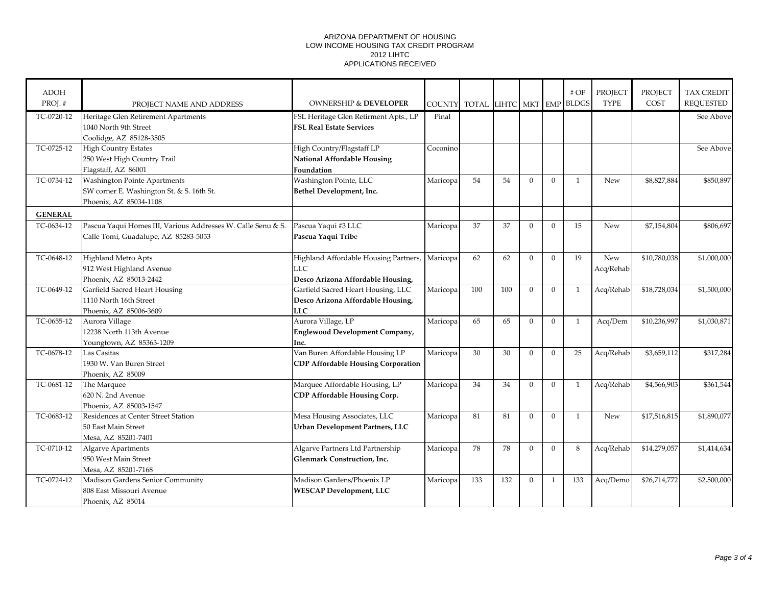# ARIZONA DEPARTMENT OF HOUSING
## LOW INCOME HOUSING TAX CREDIT PROGRAM
## 2012 LIHTC
## APPLICATIONS RECEIVED

| ADOH PROJ. # | PROJECT NAME AND ADDRESS | OWNERSHIP & **DEVELOPER** | COUNTY | TOTAL | LIHTC | MKT | EMP | # OF BLDGS | PROJECT TYPE | PROJECT COST | TAX CREDIT REQUESTED |
|---|---|---|---|---|---|---|---|---|---|---|---|
| TC-0720-12 | Heritage Glen Retirement Apartments<br>1040 North 9th Street<br>Coolidge, AZ 85128-3505 | FSL Heritage Glen Retirment Apts., LP<br>**FSL Real Estate Services** | Pinal | | | | | | | | See Above |
| TC-0725-12 | High Country Estates<br>250 West High Country Trail<br>Flagstaff, AZ 86001 | High Country/Flagstaff LP<br>**National Affordable Housing Foundation** | Coconino | | | | | | | | See Above |
| TC-0734-12 | Washington Pointe Apartments<br>SW corner E. Washington St. & S. 16th St.<br>Phoenix, AZ 85034-1108 | Washington Pointe, LLC<br>**Bethel Development, Inc.** | Maricopa | 54 | 54 | 0 | 0 | 1 | New | $8,827,884 | $850,897 |
| **GENERAL** | | | | | | | | | | | |
| TC-0634-12 | Pascua Yaqui Homes III, Various Addresses W. Calle Senu & S. Calle Tomi, Guadalupe, AZ 85283-5053 | Pascua Yaqui #3 LLC<br>**Pascua Yaqui Tribe** | Maricopa | 37 | 37 | 0 | 0 | 15 | New | $7,154,804 | $806,697 |
| TC-0648-12 | Highland Metro Apts<br>912 West Highland Avenue<br>Phoenix, AZ 85013-2442 | Highland Affordable Housing Partners, LLC<br>**Desco Arizona Affordable Housing,** | Maricopa | 62 | 62 | 0 | 0 | 19 | New Acq/Rehab | $10,780,038 | $1,000,000 |
| TC-0649-12 | Garfield Sacred Heart Housing<br>1110 North 16th Street<br>Phoenix, AZ 85006-3609 | Garfield Sacred Heart Housing, LLC<br>**Desco Arizona Affordable Housing, LLC** | Maricopa | 100 | 100 | 0 | 0 | 1 | Acq/Rehab | $18,728,034 | $1,500,000 |
| TC-0655-12 | Aurora Village<br>12238 North 113th Avenue<br>Youngtown, AZ 85363-1209 | Aurora Village, LP<br>**Englewood Development Company, Inc.** | Maricopa | 65 | 65 | 0 | 0 | 1 | Acq/Dem | $10,236,997 | $1,030,871 |
| TC-0678-12 | Las Casitas<br>1930 W. Van Buren Street<br>Phoenix, AZ 85009 | Van Buren Affordable Housing LP<br>**CDP Affordable Housing Corporation** | Maricopa | 30 | 30 | 0 | 0 | 25 | Acq/Rehab | $3,659,112 | $317,284 |
| TC-0681-12 | The Marquee<br>620 N. 2nd Avenue<br>Phoenix, AZ 85003-1547 | Marquee Affordable Housing, LP<br>**CDP Affordable Housing Corp.** | Maricopa | 34 | 34 | 0 | 0 | 1 | Acq/Rehab | $4,566,903 | $361,544 |
| TC-0683-12 | Residences at Center Street Station<br>50 East Main Street<br>Mesa, AZ 85201-7401 | Mesa Housing Associates, LLC<br>**Urban Development Partners, LLC** | Maricopa | 81 | 81 | 0 | 0 | 1 | New | $17,516,815 | $1,890,077 |
| TC-0710-12 | Algarve Apartments<br>950 West Main Street<br>Mesa, AZ 85201-7168 | Algarve Partners Ltd Partnership<br>**Glenmark Construction, Inc.** | Maricopa | 78 | 78 | 0 | 0 | 8 | Acq/Rehab | $14,279,057 | $1,414,634 |
| TC-0724-12 | Madison Gardens Senior Community<br>808 East Missouri Avenue<br>Phoenix, AZ 85014 | Madison Gardens/Phoenix LP<br>**WESCAP Development, LLC** | Maricopa | 133 | 132 | 0 | 1 | 133 | Acq/Demo | $26,714,772 | $2,500,000 |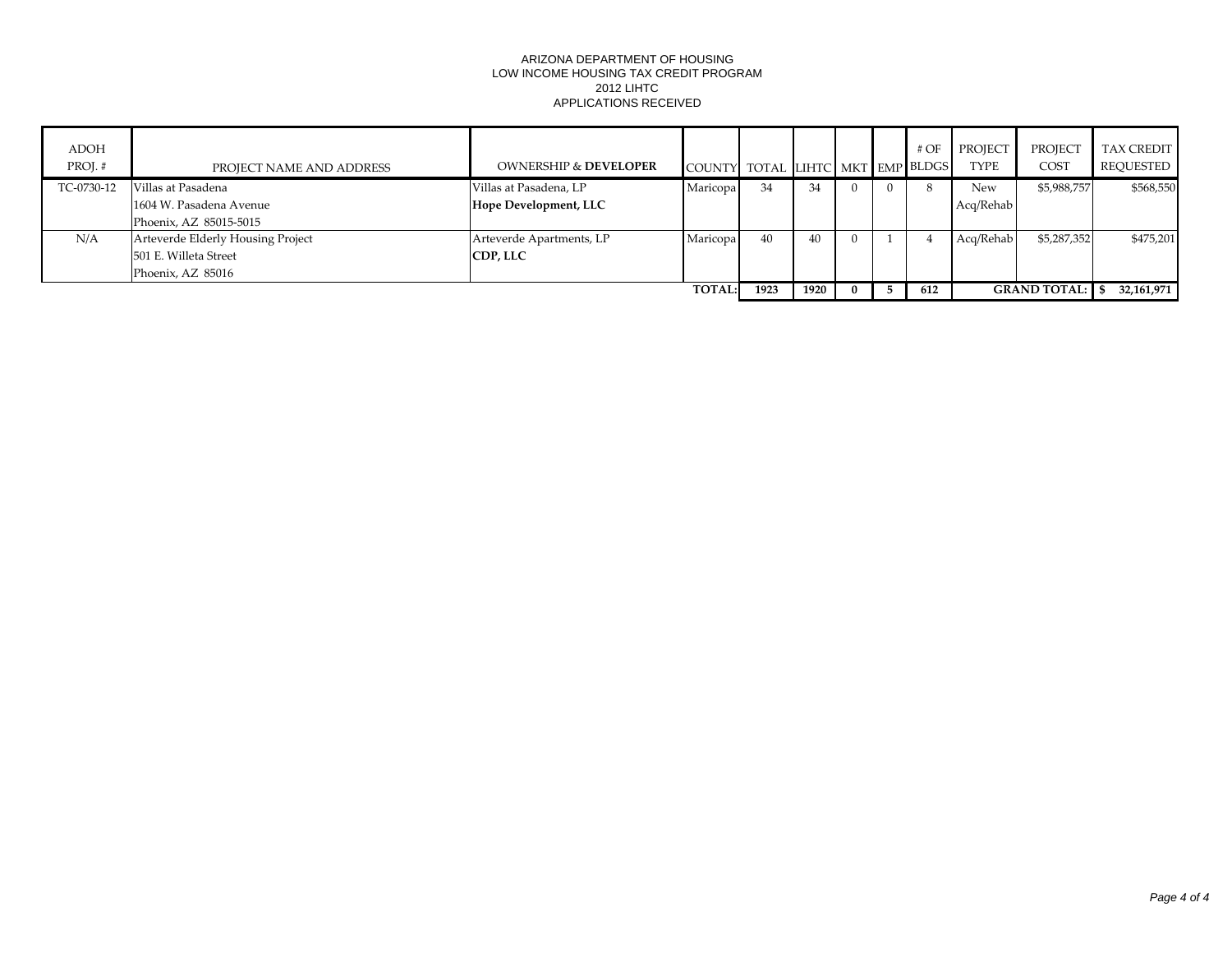ARIZONA DEPARTMENT OF HOUSING
LOW INCOME HOUSING TAX CREDIT PROGRAM
2012 LIHTC
APPLICATIONS RECEIVED

| ADOH PROJ. # | PROJECT NAME AND ADDRESS | OWNERSHIP & **DEVELOPER** | COUNTY | TOTAL | LIHTC | MKT | EMP | # OF BLDGS | PROJECT TYPE | PROJECT COST | TAX CREDIT REQUESTED |
|---|---|---|---|---|---|---|---|---|---|---|---|
| TC-0730-12 | Villas at Pasadena<br>1604 W. Pasadena Avenue<br>Phoenix, AZ 85015-5015 | Villas at Pasadena, LP<br>**Hope Development, LLC** | Maricopa | 34 | 34 | 0 | 0 | 8 | New Acq/Rehab | $5,988,757 | $568,550 |
| N/A | Arteverde Elderly Housing Project<br>501 E. Willeta Street<br>Phoenix, AZ 85016 | Arteverde Apartments, LP<br>**CDP, LLC** | Maricopa | 40 | 40 | 0 | 1 | 4 | Acq/Rehab | $5,287,352 | $475,201 |
| | | | **TOTAL:** | **1923** | **1920** | **0** | **5** | **612** | | **GRAND TOTAL:** | **$ 32,161,971** |